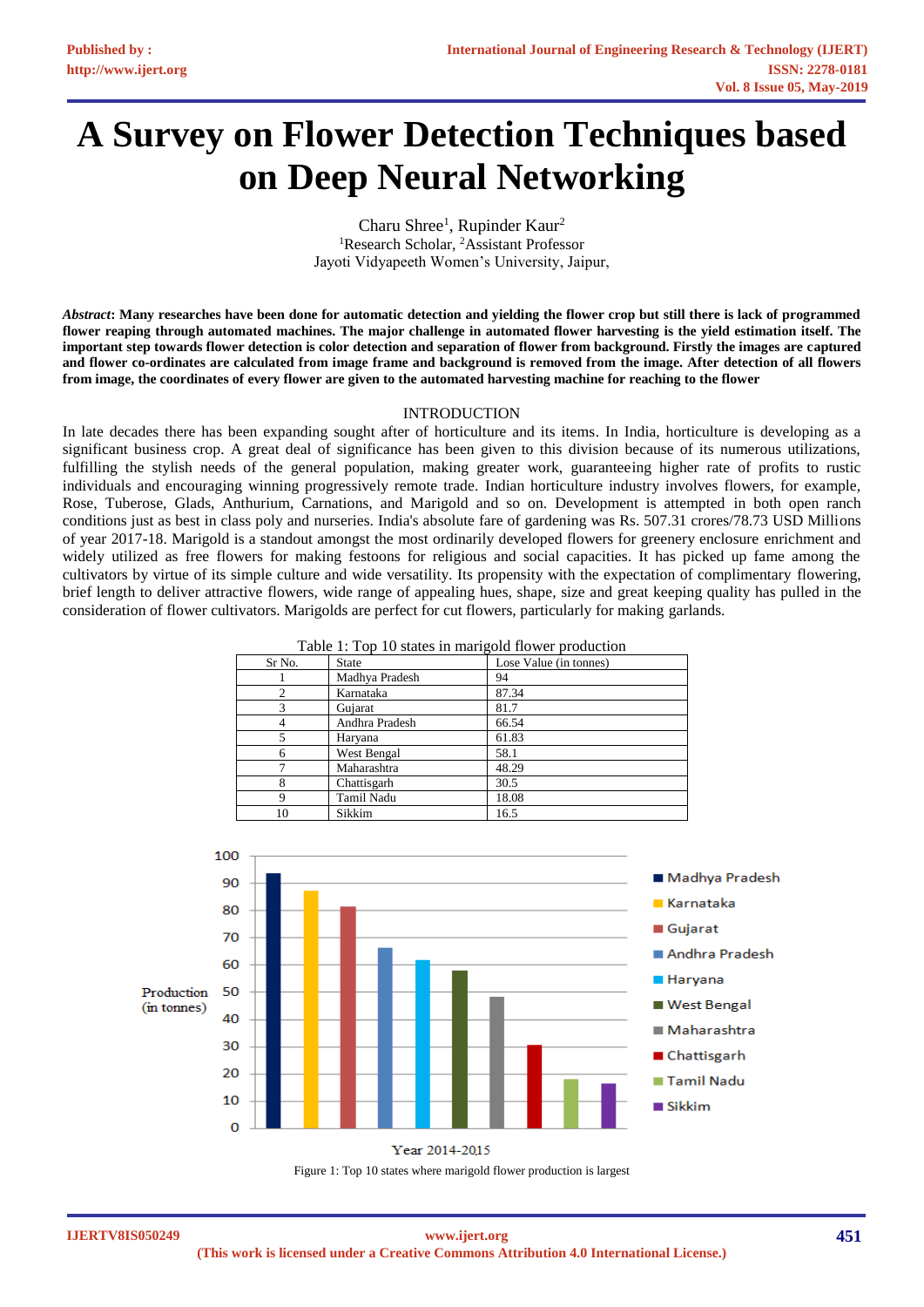# A Survey on Flower Detection Techniques based on Deep Neural Networking

Charu Shree[1], Rupinder Kaur[2]
[1]Research Scholar, [2]Assistant Professor
Jayoti Vidyapeeth Women's University, Jaipur,

***Abstract*: Many researches have been done for automatic detection and yielding the flower crop but still there is lack of programmed flower reaping through automated machines. The major challenge in automated flower harvesting is the yield estimation itself. The important step towards flower detection is color detection and separation of flower from background. Firstly the images are captured and flower co-ordinates are calculated from image frame and background is removed from the image. After detection of all flowers from image, the coordinates of every flower are given to the automated harvesting machine for reaching to the flower**

## INTRODUCTION

In late decades there has been expanding sought after of horticulture and its items. In India, horticulture is developing as a significant business crop. A great deal of significance has been given to this division because of its numerous utilizations, fulfilling the stylish needs of the general population, making greater work, guaranteeing higher rate of profits to rustic individuals and encouraging winning progressively remote trade. Indian horticulture industry involves flowers, for example, Rose, Tuberose, Glads, Anthurium, Carnations, and Marigold and so on. Development is attempted in both open ranch conditions just as best in class poly and nurseries. India's absolute fare of gardening was Rs. 507.31 crores/78.73 USD Millions of year 2017-18. Marigold is a standout amongst the most ordinarily developed flowers for greenery enclosure enrichment and widely utilized as free flowers for making festoons for religious and social capacities. It has picked up fame among the cultivators by virtue of its simple culture and wide versatility. Its propensity with the expectation of complimentary flowering, brief length to deliver attractive flowers, wide range of appealing hues, shape, size and great keeping quality has pulled in the consideration of flower cultivators. Marigolds are perfect for cut flowers, particularly for making garlands.

Table 1: Top 10 states in marigold flower production

| Sr No. | State | Lose Value (in tonnes) |
|---|---|---|
| 1 | Madhya Pradesh | 94 |
| 2 | Karnataka | 87.34 |
| 3 | Gujarat | 81.7 |
| 4 | Andhra Pradesh | 66.54 |
| 5 | Haryana | 61.83 |
| 6 | West Bengal | 58.1 |
| 7 | Maharashtra | 48.29 |
| 8 | Chattisgarh | 30.5 |
| 9 | Tamil Nadu | 18.08 |
| 10 | Sikkim | 16.5 |

Figure 1: Top 10 states where marigold flower production is largest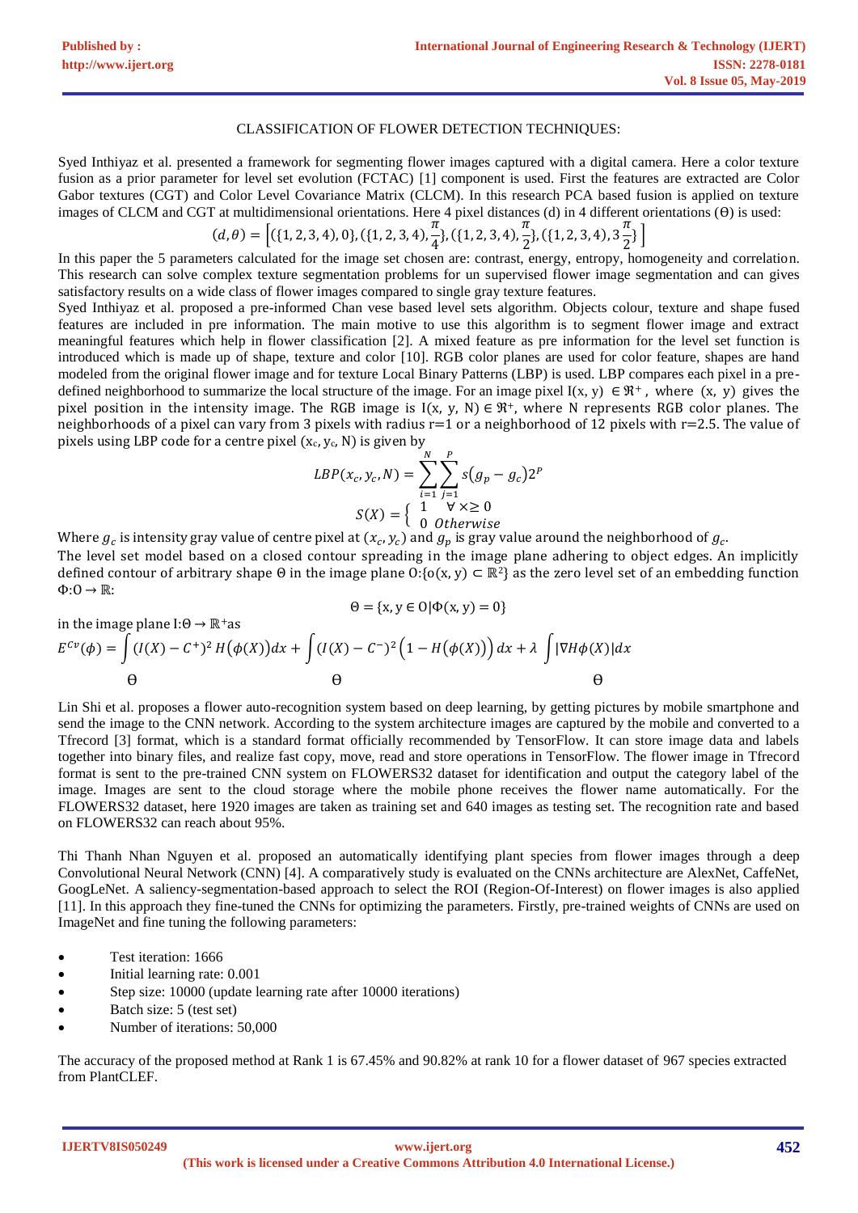## CLASSIFICATION OF FLOWER DETECTION TECHNIQUES:

Syed Inthiyaz et al. presented a framework for segmenting flower images captured with a digital camera. Here a color texture fusion as a prior parameter for level set evolution (FCTAC) [1] component is used. First the features are extracted are Color Gabor textures (CGT) and Color Level Covariance Matrix (CLCM). In this research PCA based fusion is applied on texture images of CLCM and CGT at multidimensional orientations. Here 4 pixel distances (d) in 4 different orientations (Θ) is used:

$$(d, \theta) = \left[(\{1,2,3,4\}, 0\}, (\{1,2,3,4\}, \frac{\pi}{4}\}, (\{1,2,3,4\}, \frac{\pi}{2}\}, (\{1,2,3,4\}, 3\frac{\pi}{2}\}\right]$$

In this paper the 5 parameters calculated for the image set chosen are: contrast, energy, entropy, homogeneity and correlation. This research can solve complex texture segmentation problems for un supervised flower image segmentation and can gives satisfactory results on a wide class of flower images compared to single gray texture features.

Syed Inthiyaz et al. proposed a pre-informed Chan vese based level sets algorithm. Objects colour, texture and shape fused features are included in pre information. The main motive to use this algorithm is to segment flower image and extract meaningful features which help in flower classification [2]. A mixed feature as pre information for the level set function is introduced which is made up of shape, texture and color [10]. RGB color planes are used for color feature, shapes are hand modeled from the original flower image and for texture Local Binary Patterns (LBP) is used. LBP compares each pixel in a pre-defined neighborhood to summarize the local structure of the image. For an image pixel $I(x, y) \in \Re^{+}$, where $(x, y)$ gives the pixel position in the intensity image. The RGB image is $I(x, y, N) \in \Re^{+}$, where N represents RGB color planes. The neighborhoods of a pixel can vary from 3 pixels with radius r=1 or a neighborhood of 12 pixels with r=2.5. The value of pixels using LBP code for a centre pixel $(x_c, y_c, N)$ is given by

$$LBP(x_c, y_c, N) = \sum_{i=1}^{N} \sum_{j=1}^{P} s(g_p - g_c) 2^P$$

$$S(X) = \begin{cases} 1 & \forall \times \geq 0 \\ 0 & Otherwise \end{cases}$$

Where $g_c$ is intensity gray value of centre pixel at $(x_c, y_c)$ and $g_p$ is gray value around the neighborhood of $g_c$.

The level set model based on a closed contour spreading in the image plane adhering to object edges. An implicitly defined contour of arbitrary shape Θ in the image plane $O:\{o(x, y) \subset \mathbb{R}^2\}$ as the zero level set of an embedding function $\Phi: O \rightarrow \mathbb{R}$:

$$\Theta = \{x, y \in O | \Phi(x, y) = 0\}$$

in the image plane $I: \Theta \rightarrow \mathbb{R}^{+}$as

$$E^{Cv}(\phi) = \int_{\Theta} (I(X) - C^{+})^2 H(\phi(X)) dx + \int_{\Theta} (I(X) - C^{-})^2 \left(1 - H(\phi(X))\right) dx + \lambda \int_{\Theta} |\nabla H \phi(X)| dx$$

Lin Shi et al. proposes a flower auto-recognition system based on deep learning, by getting pictures by mobile smartphone and send the image to the CNN network. According to the system architecture images are captured by the mobile and converted to a Tfrecord [3] format, which is a standard format officially recommended by TensorFlow. It can store image data and labels together into binary files, and realize fast copy, move, read and store operations in TensorFlow. The flower image in Tfrecord format is sent to the pre-trained CNN system on FLOWERS32 dataset for identification and output the category label of the image. Images are sent to the cloud storage where the mobile phone receives the flower name automatically. For the FLOWERS32 dataset, here 1920 images are taken as training set and 640 images as testing set. The recognition rate and based on FLOWERS32 can reach about 95%.

Thi Thanh Nhan Nguyen et al. proposed an automatically identifying plant species from flower images through a deep Convolutional Neural Network (CNN) [4]. A comparatively study is evaluated on the CNNs architecture are AlexNet, CaffeNet, GoogLeNet. A saliency-segmentation-based approach to select the ROI (Region-Of-Interest) on flower images is also applied [11]. In this approach they fine-tuned the CNNs for optimizing the parameters. Firstly, pre-trained weights of CNNs are used on ImageNet and fine tuning the following parameters:

- Test iteration: 1666
- Initial learning rate: 0.001
- Step size: 10000 (update learning rate after 10000 iterations)
- Batch size: 5 (test set)
- Number of iterations: 50,000

The accuracy of the proposed method at Rank 1 is 67.45% and 90.82% at rank 10 for a flower dataset of 967 species extracted from PlantCLEF.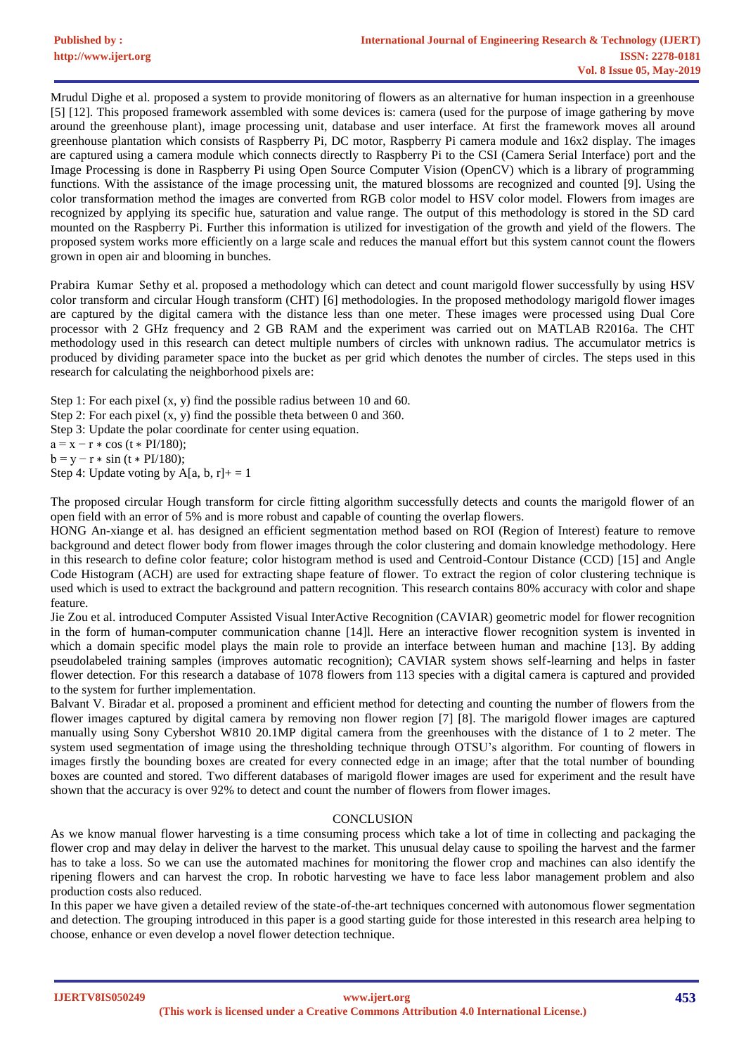Mrudul Dighe et al. proposed a system to provide monitoring of flowers as an alternative for human inspection in a greenhouse [5] [12]. This proposed framework assembled with some devices is: camera (used for the purpose of image gathering by move around the greenhouse plant), image processing unit, database and user interface. At first the framework moves all around greenhouse plantation which consists of Raspberry Pi, DC motor, Raspberry Pi camera module and 16x2 display. The images are captured using a camera module which connects directly to Raspberry Pi to the CSI (Camera Serial Interface) port and the Image Processing is done in Raspberry Pi using Open Source Computer Vision (OpenCV) which is a library of programming functions. With the assistance of the image processing unit, the matured blossoms are recognized and counted [9]. Using the color transformation method the images are converted from RGB color model to HSV color model. Flowers from images are recognized by applying its specific hue, saturation and value range. The output of this methodology is stored in the SD card mounted on the Raspberry Pi. Further this information is utilized for investigation of the growth and yield of the flowers. The proposed system works more efficiently on a large scale and reduces the manual effort but this system cannot count the flowers grown in open air and blooming in bunches.

Prabira Kumar Sethy et al. proposed a methodology which can detect and count marigold flower successfully by using HSV color transform and circular Hough transform (CHT) [6] methodologies. In the proposed methodology marigold flower images are captured by the digital camera with the distance less than one meter. These images were processed using Dual Core processor with 2 GHz frequency and 2 GB RAM and the experiment was carried out on MATLAB R2016a. The CHT methodology used in this research can detect multiple numbers of circles with unknown radius. The accumulator metrics is produced by dividing parameter space into the bucket as per grid which denotes the number of circles. The steps used in this research for calculating the neighborhood pixels are:

Step 1: For each pixel (x, y) find the possible radius between 10 and 60.
Step 2: For each pixel (x, y) find the possible theta between 0 and 360.
Step 3: Update the polar coordinate for center using equation.
$a = x - r * \cos(t * PI/180)$;
$b = y - r * \sin(t * PI/180)$;
Step 4: Update voting by A[a, b, r]+ = 1

The proposed circular Hough transform for circle fitting algorithm successfully detects and counts the marigold flower of an open field with an error of 5% and is more robust and capable of counting the overlap flowers.

HONG An-xiange et al. has designed an efficient segmentation method based on ROI (Region of Interest) feature to remove background and detect flower body from flower images through the color clustering and domain knowledge methodology. Here in this research to define color feature; color histogram method is used and Centroid-Contour Distance (CCD) [15] and Angle Code Histogram (ACH) are used for extracting shape feature of flower. To extract the region of color clustering technique is used which is used to extract the background and pattern recognition. This research contains 80% accuracy with color and shape feature.

Jie Zou et al. introduced Computer Assisted Visual InterActive Recognition (CAVIAR) geometric model for flower recognition in the form of human-computer communication channe [14]l. Here an interactive flower recognition system is invented in which a domain specific model plays the main role to provide an interface between human and machine [13]. By adding pseudolabeled training samples (improves automatic recognition); CAVIAR system shows self-learning and helps in faster flower detection. For this research a database of 1078 flowers from 113 species with a digital camera is captured and provided to the system for further implementation.

Balvant V. Biradar et al. proposed a prominent and efficient method for detecting and counting the number of flowers from the flower images captured by digital camera by removing non flower region [7] [8]. The marigold flower images are captured manually using Sony Cybershot W810 20.1MP digital camera from the greenhouses with the distance of 1 to 2 meter. The system used segmentation of image using the thresholding technique through OTSU's algorithm. For counting of flowers in images firstly the bounding boxes are created for every connected edge in an image; after that the total number of bounding boxes are counted and stored. Two different databases of marigold flower images are used for experiment and the result have shown that the accuracy is over 92% to detect and count the number of flowers from flower images.

## CONCLUSION

As we know manual flower harvesting is a time consuming process which take a lot of time in collecting and packaging the flower crop and may delay in deliver the harvest to the market. This unusual delay cause to spoiling the harvest and the farmer has to take a loss. So we can use the automated machines for monitoring the flower crop and machines can also identify the ripening flowers and can harvest the crop. In robotic harvesting we have to face less labor management problem and also production costs also reduced.

In this paper we have given a detailed review of the state-of-the-art techniques concerned with autonomous flower segmentation and detection. The grouping introduced in this paper is a good starting guide for those interested in this research area helping to choose, enhance or even develop a novel flower detection technique.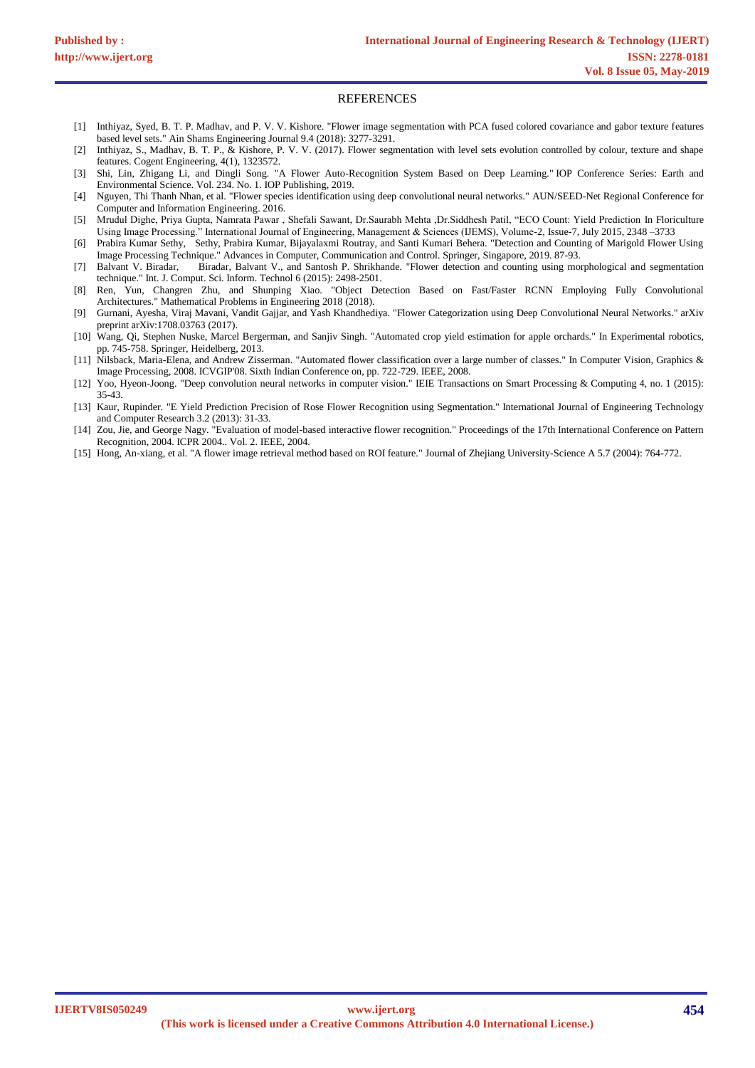## REFERENCES

[1] Inthiyaz, Syed, B. T. P. Madhav, and P. V. V. Kishore. "Flower image segmentation with PCA fused colored covariance and gabor texture features based level sets." Ain Shams Engineering Journal 9.4 (2018): 3277-3291.

[2] Inthiyaz, S., Madhav, B. T. P., & Kishore, P. V. V. (2017). Flower segmentation with level sets evolution controlled by colour, texture and shape features. Cogent Engineering, 4(1), 1323572.

[3] Shi, Lin, Zhigang Li, and Dingli Song. "A Flower Auto-Recognition System Based on Deep Learning." IOP Conference Series: Earth and Environmental Science. Vol. 234. No. 1. IOP Publishing, 2019.

[4] Nguyen, Thi Thanh Nhan, et al. "Flower species identification using deep convolutional neural networks." AUN/SEED-Net Regional Conference for Computer and Information Engineering. 2016.

[5] Mrudul Dighe, Priya Gupta, Namrata Pawar , Shefali Sawant, Dr.Saurabh Mehta ,Dr.Siddhesh Patil, "ECO Count: Yield Prediction In Floriculture Using Image Processing." International Journal of Engineering, Management & Sciences (IJEMS), Volume-2, Issue-7, July 2015, 2348 –3733

[6] Prabira Kumar Sethy, Sethy, Prabira Kumar, Bijayalaxmi Routray, and Santi Kumari Behera. "Detection and Counting of Marigold Flower Using Image Processing Technique." Advances in Computer, Communication and Control. Springer, Singapore, 2019. 87-93.

[7] Balvant V. Biradar, Biradar, Balvant V., and Santosh P. Shrikhande. "Flower detection and counting using morphological and segmentation technique." Int. J. Comput. Sci. Inform. Technol 6 (2015): 2498-2501.

[8] Ren, Yun, Changren Zhu, and Shunping Xiao. "Object Detection Based on Fast/Faster RCNN Employing Fully Convolutional Architectures." Mathematical Problems in Engineering 2018 (2018).

[9] Gurnani, Ayesha, Viraj Mavani, Vandit Gajjar, and Yash Khandhediya. "Flower Categorization using Deep Convolutional Neural Networks." arXiv preprint arXiv:1708.03763 (2017).

[10] Wang, Qi, Stephen Nuske, Marcel Bergerman, and Sanjiv Singh. "Automated crop yield estimation for apple orchards." In Experimental robotics, pp. 745-758. Springer, Heidelberg, 2013.

[11] Nilsback, Maria-Elena, and Andrew Zisserman. "Automated flower classification over a large number of classes." In Computer Vision, Graphics & Image Processing, 2008. ICVGIP'08. Sixth Indian Conference on, pp. 722-729. IEEE, 2008.

[12] Yoo, Hyeon-Joong. "Deep convolution neural networks in computer vision." IEIE Transactions on Smart Processing & Computing 4, no. 1 (2015): 35-43.

[13] Kaur, Rupinder. "E Yield Prediction Precision of Rose Flower Recognition using Segmentation." International Journal of Engineering Technology and Computer Research 3.2 (2013): 31-33.

[14] Zou, Jie, and George Nagy. "Evaluation of model-based interactive flower recognition." Proceedings of the 17th International Conference on Pattern Recognition, 2004. ICPR 2004.. Vol. 2. IEEE, 2004.

[15] Hong, An-xiang, et al. "A flower image retrieval method based on ROI feature." Journal of Zhejiang University-Science A 5.7 (2004): 764-772.